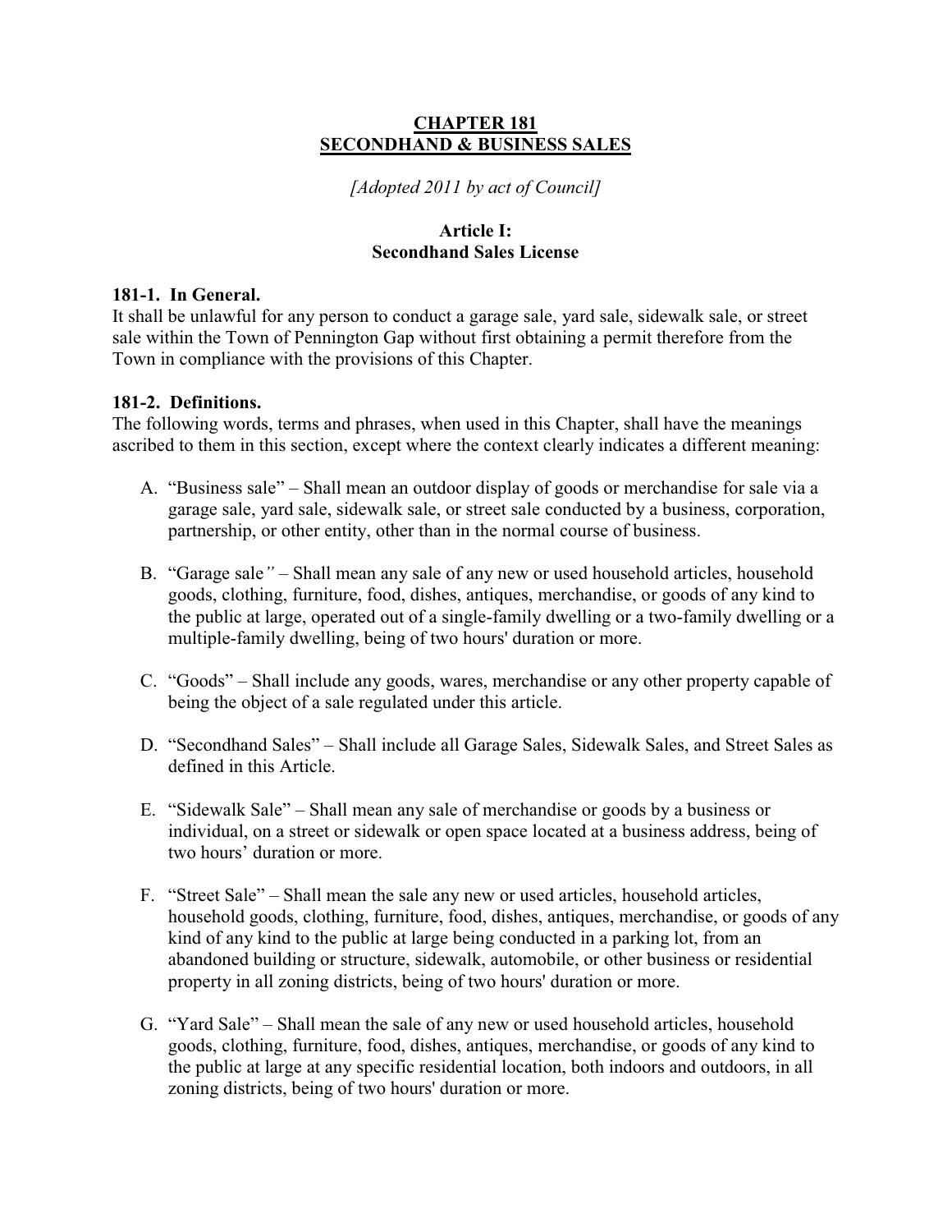# CHAPTER 181
# SECONDHAND & BUSINESS SALES

*[Adopted 2011 by act of Council]*

## Article I:
## Secondhand Sales License

### 181-1. In General.

It shall be unlawful for any person to conduct a garage sale, yard sale, sidewalk sale, or street sale within the Town of Pennington Gap without first obtaining a permit therefore from the Town in compliance with the provisions of this Chapter.

### 181-2. Definitions.

The following words, terms and phrases, when used in this Chapter, shall have the meanings ascribed to them in this section, except where the context clearly indicates a different meaning:

A. "Business sale" – Shall mean an outdoor display of goods or merchandise for sale via a garage sale, yard sale, sidewalk sale, or street sale conducted by a business, corporation, partnership, or other entity, other than in the normal course of business.

B. "Garage sale" – Shall mean any sale of any new or used household articles, household goods, clothing, furniture, food, dishes, antiques, merchandise, or goods of any kind to the public at large, operated out of a single-family dwelling or a two-family dwelling or a multiple-family dwelling, being of two hours' duration or more.

C. "Goods" – Shall include any goods, wares, merchandise or any other property capable of being the object of a sale regulated under this article.

D. "Secondhand Sales" – Shall include all Garage Sales, Sidewalk Sales, and Street Sales as defined in this Article.

E. "Sidewalk Sale" – Shall mean any sale of merchandise or goods by a business or individual, on a street or sidewalk or open space located at a business address, being of two hours' duration or more.

F. "Street Sale" – Shall mean the sale any new or used articles, household articles, household goods, clothing, furniture, food, dishes, antiques, merchandise, or goods of any kind of any kind to the public at large being conducted in a parking lot, from an abandoned building or structure, sidewalk, automobile, or other business or residential property in all zoning districts, being of two hours' duration or more.

G. "Yard Sale" – Shall mean the sale of any new or used household articles, household goods, clothing, furniture, food, dishes, antiques, merchandise, or goods of any kind to the public at large at any specific residential location, both indoors and outdoors, in all zoning districts, being of two hours' duration or more.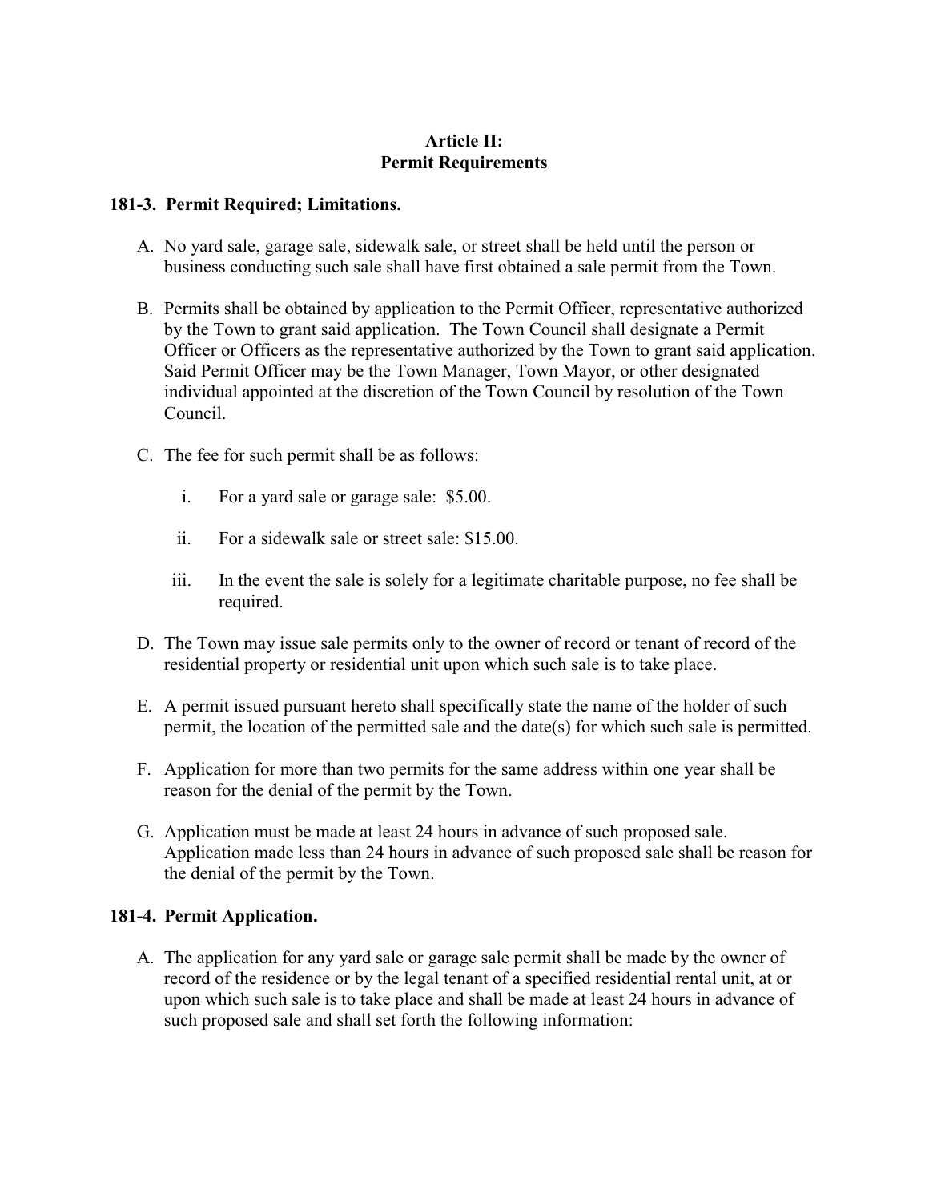## Article II:
## Permit Requirements

### 181-3. Permit Required; Limitations.

A. No yard sale, garage sale, sidewalk sale, or street shall be held until the person or business conducting such sale shall have first obtained a sale permit from the Town.

B. Permits shall be obtained by application to the Permit Officer, representative authorized by the Town to grant said application. The Town Council shall designate a Permit Officer or Officers as the representative authorized by the Town to grant said application. Said Permit Officer may be the Town Manager, Town Mayor, or other designated individual appointed at the discretion of the Town Council by resolution of the Town Council.

C. The fee for such permit shall be as follows:

   i. For a yard sale or garage sale: $5.00.

   ii. For a sidewalk sale or street sale: $15.00.

   iii. In the event the sale is solely for a legitimate charitable purpose, no fee shall be required.

D. The Town may issue sale permits only to the owner of record or tenant of record of the residential property or residential unit upon which such sale is to take place.

E. A permit issued pursuant hereto shall specifically state the name of the holder of such permit, the location of the permitted sale and the date(s) for which such sale is permitted.

F. Application for more than two permits for the same address within one year shall be reason for the denial of the permit by the Town.

G. Application must be made at least 24 hours in advance of such proposed sale. Application made less than 24 hours in advance of such proposed sale shall be reason for the denial of the permit by the Town.

### 181-4. Permit Application.

A. The application for any yard sale or garage sale permit shall be made by the owner of record of the residence or by the legal tenant of a specified residential rental unit, at or upon which such sale is to take place and shall be made at least 24 hours in advance of such proposed sale and shall set forth the following information: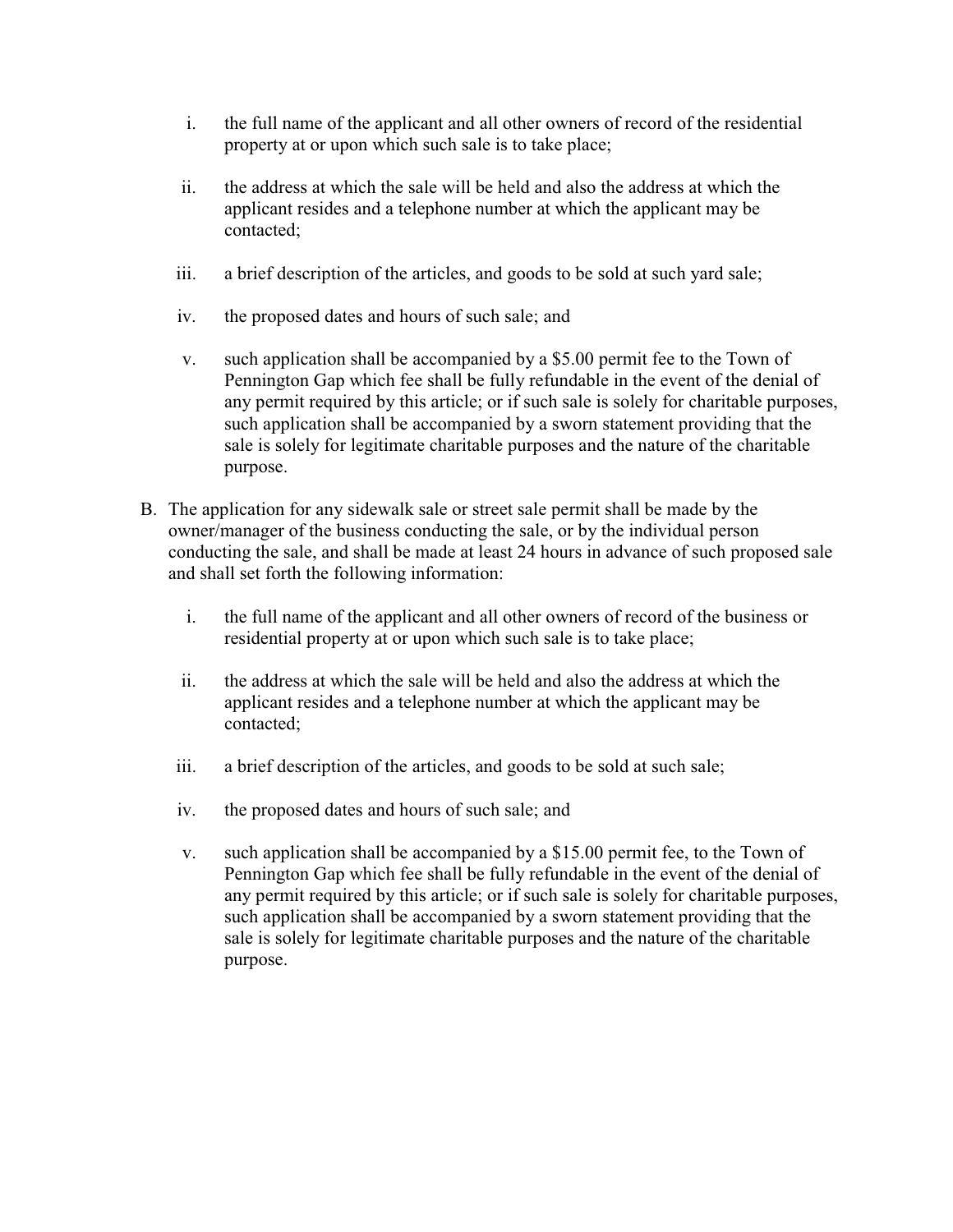i. the full name of the applicant and all other owners of record of the residential property at or upon which such sale is to take place;

ii. the address at which the sale will be held and also the address at which the applicant resides and a telephone number at which the applicant may be contacted;

iii. a brief description of the articles, and goods to be sold at such yard sale;

iv. the proposed dates and hours of such sale; and

v. such application shall be accompanied by a $5.00 permit fee to the Town of Pennington Gap which fee shall be fully refundable in the event of the denial of any permit required by this article; or if such sale is solely for charitable purposes, such application shall be accompanied by a sworn statement providing that the sale is solely for legitimate charitable purposes and the nature of the charitable purpose.

B. The application for any sidewalk sale or street sale permit shall be made by the owner/manager of the business conducting the sale, or by the individual person conducting the sale, and shall be made at least 24 hours in advance of such proposed sale and shall set forth the following information:

i. the full name of the applicant and all other owners of record of the business or residential property at or upon which such sale is to take place;

ii. the address at which the sale will be held and also the address at which the applicant resides and a telephone number at which the applicant may be contacted;

iii. a brief description of the articles, and goods to be sold at such sale;

iv. the proposed dates and hours of such sale; and

v. such application shall be accompanied by a $15.00 permit fee, to the Town of Pennington Gap which fee shall be fully refundable in the event of the denial of any permit required by this article; or if such sale is solely for charitable purposes, such application shall be accompanied by a sworn statement providing that the sale is solely for legitimate charitable purposes and the nature of the charitable purpose.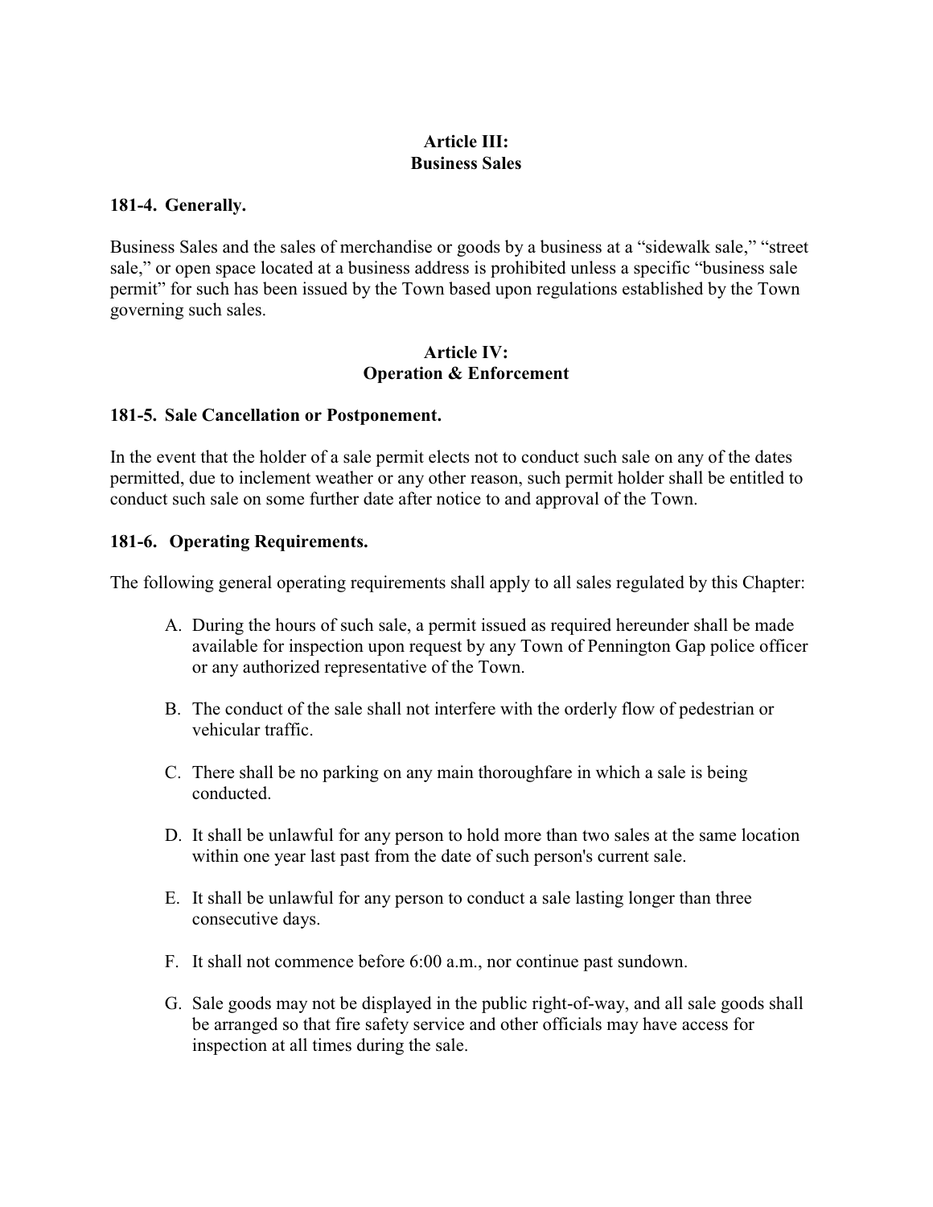## Article III:
## Business Sales

### 181-4. Generally.

Business Sales and the sales of merchandise or goods by a business at a "sidewalk sale," "street sale," or open space located at a business address is prohibited unless a specific "business sale permit" for such has been issued by the Town based upon regulations established by the Town governing such sales.

## Article IV:
## Operation & Enforcement

### 181-5. Sale Cancellation or Postponement.

In the event that the holder of a sale permit elects not to conduct such sale on any of the dates permitted, due to inclement weather or any other reason, such permit holder shall be entitled to conduct such sale on some further date after notice to and approval of the Town.

### 181-6. Operating Requirements.

The following general operating requirements shall apply to all sales regulated by this Chapter:

A. During the hours of such sale, a permit issued as required hereunder shall be made available for inspection upon request by any Town of Pennington Gap police officer or any authorized representative of the Town.

B. The conduct of the sale shall not interfere with the orderly flow of pedestrian or vehicular traffic.

C. There shall be no parking on any main thoroughfare in which a sale is being conducted.

D. It shall be unlawful for any person to hold more than two sales at the same location within one year last past from the date of such person's current sale.

E. It shall be unlawful for any person to conduct a sale lasting longer than three consecutive days.

F. It shall not commence before 6:00 a.m., nor continue past sundown.

G. Sale goods may not be displayed in the public right-of-way, and all sale goods shall be arranged so that fire safety service and other officials may have access for inspection at all times during the sale.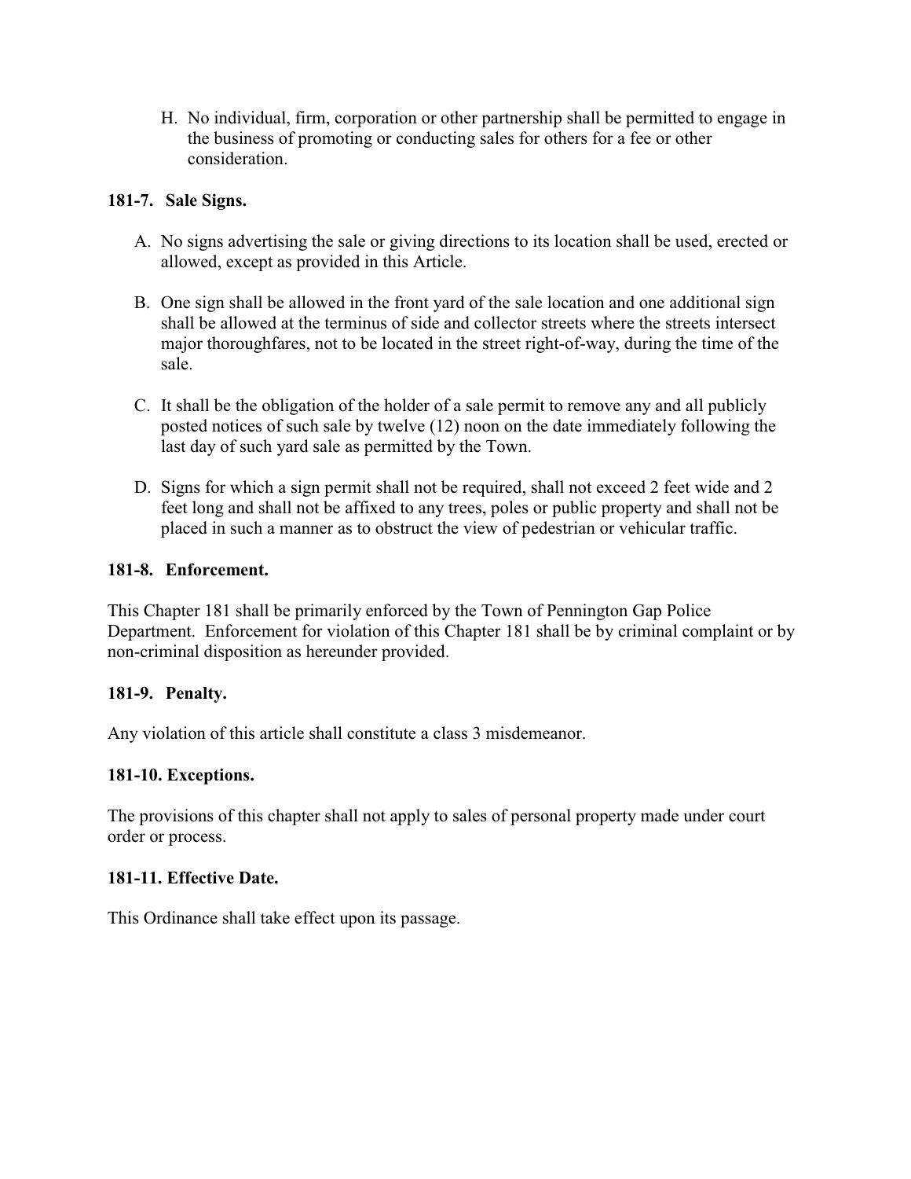H. No individual, firm, corporation or other partnership shall be permitted to engage in the business of promoting or conducting sales for others for a fee or other consideration.

**181-7. Sale Signs.**

A. No signs advertising the sale or giving directions to its location shall be used, erected or allowed, except as provided in this Article.

B. One sign shall be allowed in the front yard of the sale location and one additional sign shall be allowed at the terminus of side and collector streets where the streets intersect major thoroughfares, not to be located in the street right-of-way, during the time of the sale.

C. It shall be the obligation of the holder of a sale permit to remove any and all publicly posted notices of such sale by twelve (12) noon on the date immediately following the last day of such yard sale as permitted by the Town.

D. Signs for which a sign permit shall not be required, shall not exceed 2 feet wide and 2 feet long and shall not be affixed to any trees, poles or public property and shall not be placed in such a manner as to obstruct the view of pedestrian or vehicular traffic.

**181-8. Enforcement.**

This Chapter 181 shall be primarily enforced by the Town of Pennington Gap Police Department. Enforcement for violation of this Chapter 181 shall be by criminal complaint or by non-criminal disposition as hereunder provided.

**181-9. Penalty.**

Any violation of this article shall constitute a class 3 misdemeanor.

**181-10. Exceptions.**

The provisions of this chapter shall not apply to sales of personal property made under court order or process.

**181-11. Effective Date.**

This Ordinance shall take effect upon its passage.